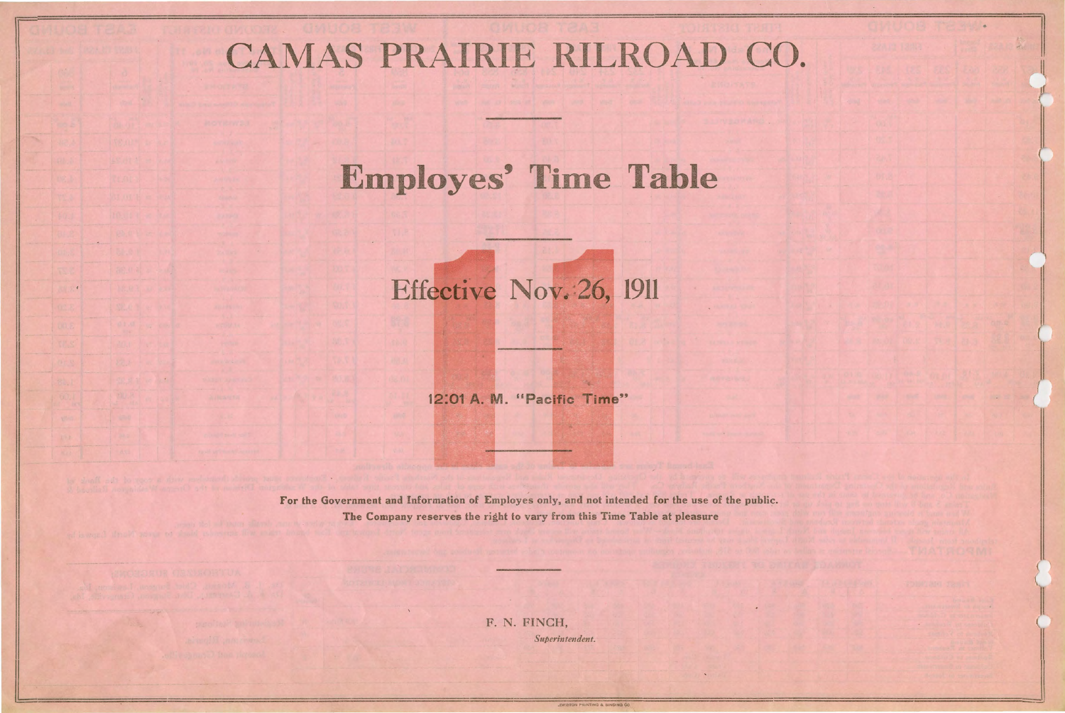# CAMAS PRAIRIE RILROAD CO.

## Employes' Time Table

### Effective Nov. 26, 1911

**12:01 A. M. "Pacific Time"**

**For the Government and Information of Employes only, and not intended for the use of the public.**
**The Company reserves the right to vary from this Time Table at pleasure**

F. N. FINCH,
*Superintendent.*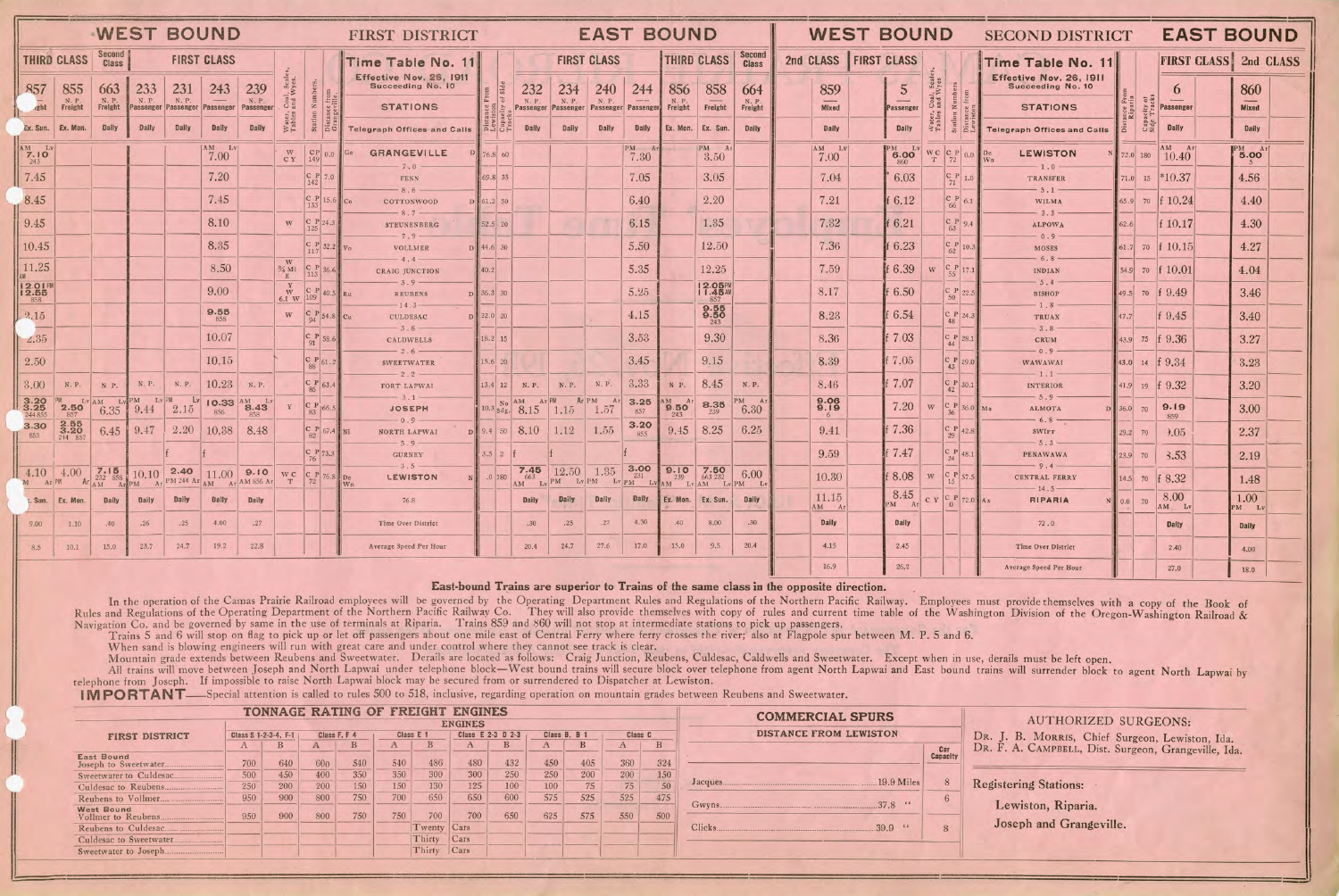## FIRST DISTRICT — Time Table No. 11

Effective Nov. 26, 1911 — Succeeding No. 10

| WEST BOUND — Third Class 857 Freight | Third Class 855 Freight | Second Class 663 Freight | First Class 233 Passenger | First Class 231 Passenger | First Class 243 Passenger | First Class 239 Passenger | Water, Coal, Scales, Tables and Wyes | Station Numbers | Distance from Grangeville | STATIONS — Telegraph Offices and Calls | Distance from Lewiston | Capacity of Side Tracks | EAST BOUND — First Class 232 Passenger | First Class 234 Passenger | First Class 240 Passenger | First Class 244 Passenger | Third Class 856 Freight | Third Class 858 Freight | Second Class 664 Freight |
|---|---|---|---|---|---|---|---|---|---|---|---|---|---|---|---|---|---|---|---|
| Ex. Sun. | Ex. Mon. | Daily | Daily | Daily | Daily | Daily | | | | | | | Daily | Daily | Daily | Daily | Ex. Mon. | Ex. Sun. | Daily |
| AM Lv 7.10 243 | | | | | AM Lv 7.00 | | W C Y | C P 149 | 0.0 | Gc GRANGEVILLE D | 76.8 | 60 | | | | PM Ar 7.30 | | PM Ar 3.50 | |
| 7.45 | | | | | 7.20 | | | C P 142 | 7.0 | — 7.0 — FENN | 69.8 | 35 | | | | 7.05 | | 3.05 | |
| 8.45 | | | | | 7.45 | | | C P 133 | 15.6 | — 8.6 — Co COTTONWOOD D | 61.2 | 50 | | | | 6.40 | | 2.20 | |
| 9.45 | | | | | 8.10 | | W | C P 125 | 24.3 | — 8.7 — STEUNENBERG | 52.5 | 20 | | | | 6.15 | | 1.35 | |
| 10.45 | | | | | 8.35 | | | C P 117 | 32.2 | — 7.9 — Vo VOLLMER D | 44.6 | 30 | | | | 5.50 | | 12.50 | |
| 11.25 AM | | | | | 8.50 | | W ¾ Mi E | C P 113 | 36.6 | — 4.4 — CRAIG JUNCTION | 40.2 | | | | | 5.35 | | 12.25 | |
| 12.01 PM 12.55 858 | | | | | 9.00 | | Y W 6.1 W | C P 109 | 40.5 | — 3.9 — Ru REUBENS D | 36.3 | 30 | | | | 5.25 | | 12.05 PM 11.45 AM 857 | |
| 2.15 | | | | | 9.55 858 | | W | C P 94 | 54.8 | — 14.3 — Cu CULDESAC D | 22.0 | 20 | | | | 4.15 | | 9.55 9.50 243 | |
| 2.35 | | | | | 10.07 | | | C P 91 | 58.6 | — 3.8 — CALDWELLS | 18.2 | 15 | | | | 3.53 | | 9.30 | |
| 2.50 | | | | | 10.15 | | | C P 88 | 61.2 | — 2.6 — SWEETWATER | 15.6 | 20 | | | | 3.45 | | 9.15 | |
| 3.00 | N. P. | N. P. | N. P. | N. P. | 10.23 | N. P. | | C P 86 | 63.4 | — 2.2 — FORT LAPWAI | 13.4 | 12 | N. P. | N. P. | N. P. | 3.33 | N. P. | 8.45 | N. P. |
| 3.20 3.25 244 855 | PM Lv 2.50 857 | AM Lv 6.35 | PM Lv 9.44 | PM Lv 2.15 | 10.33 856 | AM Lv 8.43 858 | Y | C P 83 | 66.5 | — 3.1 — JOSEPH | 10.3 | No Sdg. | AM Ar 8.15 | PM Ar 1.15 | PM Ar 1.57 | 3.25 857 | AM Ar 9.50 243 | 8.35 239 | PM Ar 6.30 |
| 3.30 855 | 2.55 3.20 244 857 | 6.45 | 9.47 | 2.20 | 10.38 | 8.48 | | C P 82 | 67.4 | — 0.9 — Nl NORTH LAPWAI D | 9.4 | 50 | 8.10 | 1.12 | 1.55 | 3.20 855 | 9.45 | 8.25 | 6.25 |
| | | | f | f | | | | C P 76 | 73.3 | — 5.9 — GURNEY | 3.5 | 2 | f | f | | f | | | |
| 4.10 AM Ar | 4.00 PM Ar | 7.15 232 858 AM Ar | 10.10 PM | 2.40 PM 244 Ar | 11.00 AM | 9.10 AM 856 Ar | W C T | C P 72 | 76.8 | — 3.5 — Ds Wn LEWISTON N | .0 | 180 | 7.45 663 AM Lv | 12.50 PM Lv | 1.35 PM Lv | 3.00 231 PM Lv | 9.10 239 AM Lv | 7.50 663 232 AM Lv | 6.00 PM Lv |
| Ex. Sun. | Ex. Mon. | Daily | Daily | Daily | Daily | Daily | | | | 76.8 | | | Daily | Daily | Daily | Daily | Ex. Mon. | Ex. Sun. | Daily |
| 9.00 | 1.10 | .40 | .26 | .25 | 4.00 | .27 | | | | Time Over District | | | .30 | .25 | .27 | 4.30 | .40 | 8.00 | .30 |
| 8.5 | 10.1 | 15.0 | 23.7 | 24.7 | 19.2 | 22.8 | | | | Average Speed Per Hour | | | 20.4 | 24.7 | 27.6 | 17.0 | 15.0 | 9.5 | 20.4 |

## SECOND DISTRICT — Time Table No. 11

Effective Nov. 26, 1911 — Succeeding No. 10

| WEST BOUND — 2nd Class 859 Mixed | First Class 5 Passenger | Water, Coal, Scales, Tables and Wyes | Station Numbers | Distance from Lewiston | STATIONS — Telegraph Offices and Calls | Distance from Riparia | Capacity of Side Tracks | EAST BOUND — First Class 6 Passenger | 2nd Class 860 Mixed |
|---|---|---|---|---|---|---|---|---|---|
| Daily | Daily | | | | | | | Daily | Daily |
| AM Lv 7.00 | PM Lv 6.00 860 | W C T | C P 72 | 0.0 | Ds Wn LEWISTON N | 72.0 | 180 | AM Ar 10.40 | PM Ar 5.00 5 |
| 7.04 | 6.03 | | C P 71 | 1.0 | — 1.0 — TRANSFER | 71.0 | 15 | *10.37 | 4.56 |
| 7.21 | f 6.12 | | C P 66 | 6.1 | — 5.1 — WILMA | 65.9 | 70 | f 10.24 | 4.40 |
| 7.32 | f 6.21 | | C P 63 | 9.4 | — 3.3 — ALPOWA | 62.6 | | f 10.17 | 4.30 |
| 7.36 | f 6.23 | | C P 62 | 10.3 | — 0.9 — MOSES | 61.7 | 70 | f 10.15 | 4.27 |
| 7.59 | f 6.39 | W | C P 55 | 17.1 | — 6.8 — INDIAN | 54.9 | 70 | f 10.01 | 4.04 |
| 8.17 | f 6.50 | | C P 50 | 22.5 | — 5.4 — BISHOP | 49.5 | 70 | f 9.49 | 3.46 |
| 8.23 | f 6.54 | | C P 48 | 24.3 | — 1.8 — TRUAX | 47.7 | | f 9.45 | 3.40 |
| 8.36 | f 7.03 | | C P 44 | 28.1 | — 3.8 — CRUM | 43.9 | 75 | f 9.36 | 3.27 |
| 8.39 | f 7.05 | | C P 43 | 29.0 | — 0.9 — WAWAWAI | 43.0 | 14 | f 9.34 | 3.23 |
| 8.46 | f 7.07 | | C P 42 | 30.1 | — 1.1 — INTERIOR | 41.9 | 19 | f 9.32 | 3.20 |
| 9.06 9.19 6 | 7.20 | W | C P 36 | 36.0 | — 5.9 — Ma ALMOTA D | 36.0 | 70 | 9.19 859 | 3.00 |
| 9.41 | f 7.36 | | C P 29 | 42.8 | — 6.8 — SWIFT | 29.2 | 70 | 9.05 | 2.37 |
| 9.59 | f 7.47 | | C P 24 | 48.1 | — 5.3 — PENAWAWA | 23.9 | 70 | 8.53 | 2.19 |
| 10.30 | f 8.08 | W | C P 15 | 57.5 | — 9.4 — CENTRAL FERRY | 14.5 | 70 | f 8.32 | 1.48 |
| 11.15 AM Ar | 8.45 PM Ar | C Y | C P 0 | 72.0 | — 14.5 — Ax RIPARIA N | 0.0 | 70 | 8.00 AM Lv | 1.00 PM Lv |
| Daily | Daily | | | | 72.0 | | | Daily | Daily |
| 4.15 | 2.45 | | | | Time Over District | | | 2.40 | 4.00 |
| 16.9 | 26.2 | | | | Average Speed Per Hour | | | 27.0 | 18.0 |

**East-bound Trains are superior to Trains of the same class in the opposite direction.**

In the operation of the Camas Prairie Railroad employees will be governed by the Operating Department Rules and Regulations of the Northern Pacific Railway. Employees must provide themselves with a copy of the Book of Rules and Regulations of the Operating Department of the Northern Pacific Railway Co. They will also provide themselves with copy of rules and current time table of the Washington Division of the Oregon-Washington Railroad & Navigation Co. and be governed by same in the use of terminals at Riparia. Trains 859 and 860 will not stop at intermediate stations to pick up passengers.

Trains 5 and 6 will stop on flag to pick up or let off passengers about one mile east of Central Ferry where ferry crosses the river; also at Flagpole spur between M. P. 5 and 6.

When sand is blowing engineers will run with great care and under control where they cannot see track is clear.

Mountain grade extends between Reubens and Sweetwater. Derails are located as follows: Craig Junction, Reubens, Culdesac, Caldwells and Sweetwater. Except when in use, derails must be left open.

All trains will move between Joseph and North Lapwai under telephone block—West bound trains will secure block over telephone from agent North Lapwai and East bound trains will surrender block to agent North Lapwai by telephone from Joseph. If impossible to raise North Lapwai block may be secured from or surrendered to Dispatcher at Lewiston.

**IMPORTANT**—Special attention is called to rules 500 to 518, inclusive, regarding operation on mountain grades between Reubens and Sweetwater.

### TONNAGE RATING OF FREIGHT ENGINES

| FIRST DISTRICT | Class S 1-2-3-4, F-1 A | Class S 1-2-3-4, F-1 B | Class F, F 4 A | Class F, F 4 B | Class E 1 A | Class E 1 B | Class E 2-3 D 2-3 A | Class E 2-3 D 2-3 B | Class B, B 1 A | Class B, B 1 B | Class C A | Class C B |
|---|---|---|---|---|---|---|---|---|---|---|---|---|
| **East Bound** | | | | | | | | | | | | |
| Joseph to Sweetwater | 700 | 640 | 600 | 540 | 540 | 486 | 480 | 432 | 450 | 405 | 360 | 324 |
| Sweetwater to Culdesac | 500 | 450 | 400 | 350 | 350 | 300 | 300 | 250 | 250 | 200 | 200 | 150 |
| Culdesac to Reubens | 250 | 200 | 200 | 150 | 150 | 130 | 125 | 100 | 100 | 75 | 75 | 50 |
| Reubens to Vollmer | 950 | 900 | 800 | 750 | 700 | 650 | 650 | 600 | 575 | 525 | 525 | 475 |
| **West Bound** | | | | | | | | | | | | |
| Vollmer to Reubens | 950 | 900 | 800 | 750 | 750 | 700 | 700 | 650 | 625 | 575 | 550 | 500 |
| Reubens to Culdesac | | | | | | Twenty | Cars | | | | | |
| Culdesac to Sweetwater | | | | | | Thirty | Cars | | | | | |
| Sweetwater to Joseph | | | | | | Thirty | Cars | | | | | |

### COMMERCIAL SPURS

| DISTANCE FROM LEWISTON | | Car Capacity |
|---|---|---|
| Jacques | 19.9 Miles | 8 |
| Gwyns | 37.8 " | 6 |
| Clicks | 39.9 " | 8 |

### AUTHORIZED SURGEONS:

Dr. J. B. Morris, Chief Surgeon, Lewiston, Ida.
Dr. F. A. Campbell, Dist. Surgeon, Grangeville, Ida.

Registering Stations:

Lewiston, Riparia.
Joseph and Grangeville.